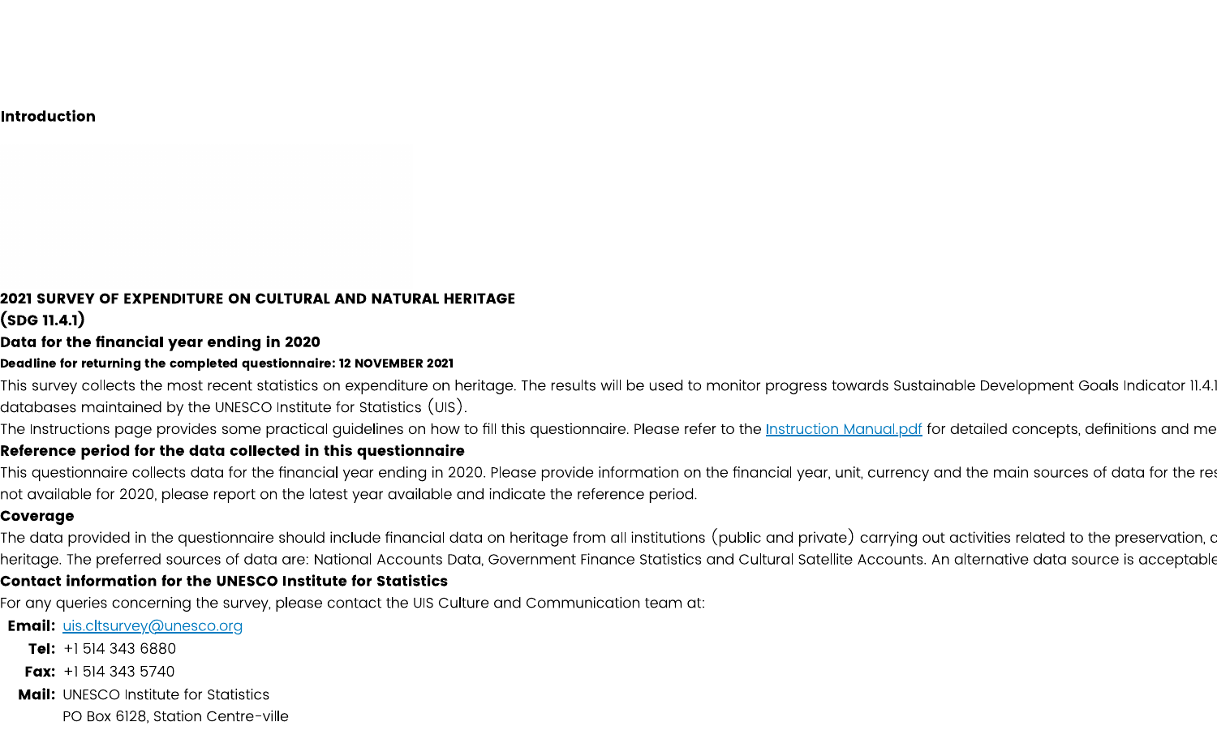**Introduction**

**2021 SURVEY OF EXPENDITURE ON CULTURAL AND NATURAL HERITAGE**
**(SDG 11.4.1)**

**Data for the financial year ending in 2020**

**Deadline for returning the completed questionnaire: 12 NOVEMBER 2021**

This survey collects the most recent statistics on expenditure on heritage. The results will be used to monitor progress towards Sustainable Development Goals Indicator 11.4.1 databases maintained by the UNESCO Institute for Statistics (UIS).

The Instructions page provides some practical guidelines on how to fill this questionnaire. Please refer to the [Instruction Manual.pdf](Instruction Manual.pdf) for detailed concepts, definitions and me

**Reference period for the data collected in this questionnaire**

This questionnaire collects data for the financial year ending in 2020. Please provide information on the financial year, unit, currency and the main sources of data for the res not available for 2020, please report on the latest year available and indicate the reference period.

**Coverage**

The data provided in the questionnaire should include financial data on heritage from all institutions (public and private) carrying out activities related to the preservation, c heritage. The preferred sources of data are: National Accounts Data, Government Finance Statistics and Cultural Satellite Accounts. An alternative data source is acceptable

**Contact information for the UNESCO Institute for Statistics**

For any queries concerning the survey, please contact the UIS Culture and Communication team at:

**Email:** [uis.cltsurvey@unesco.org](mailto:uis.cltsurvey@unesco.org)
**Tel:** +1 514 343 6880
**Fax:** +1 514 343 5740
**Mail:** UNESCO Institute for Statistics
PO Box 6128, Station Centre-ville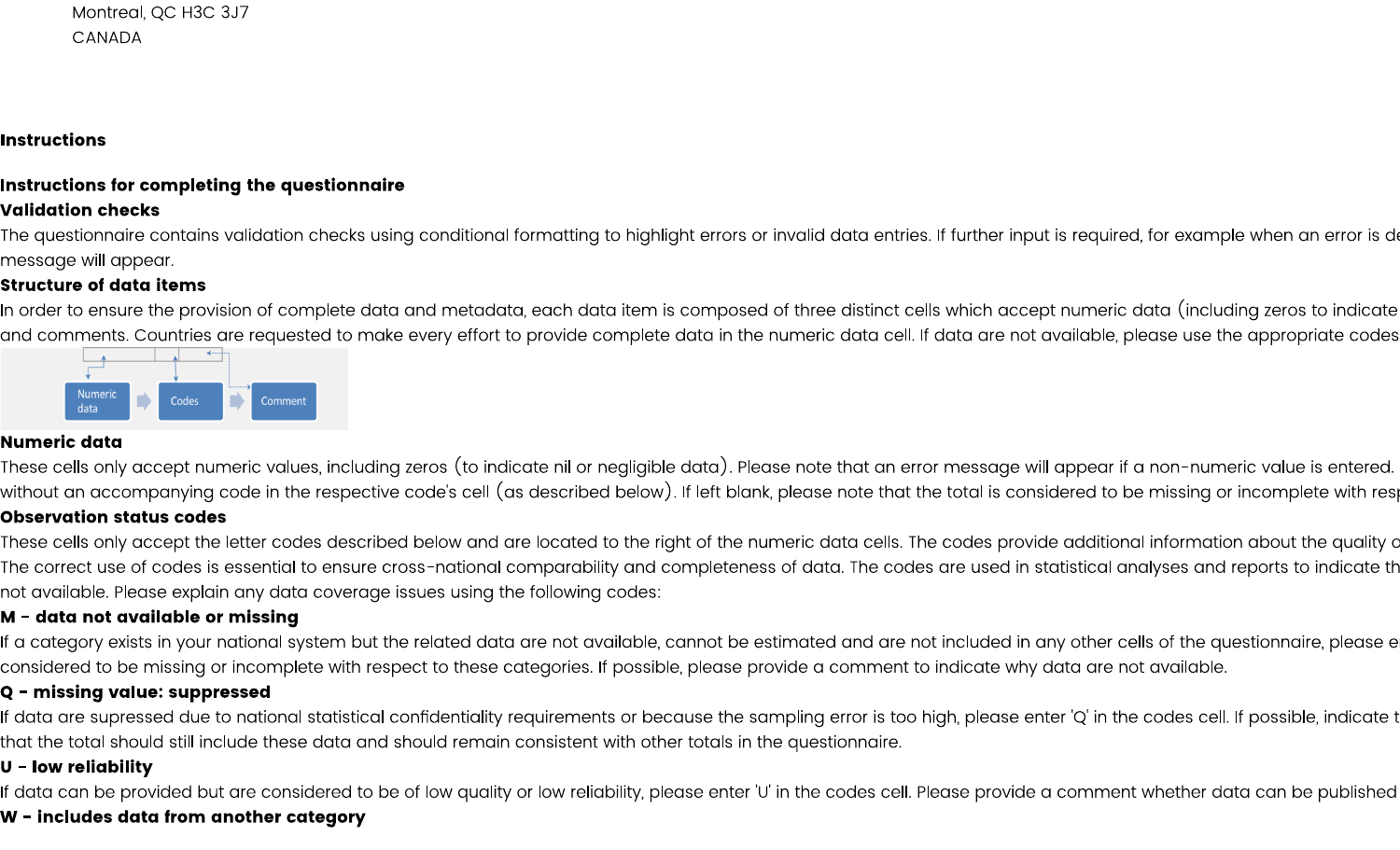Montreal, QC H3C 3J7
CANADA

# Instructions

## Instructions for completing the questionnaire

### Validation checks

The questionnaire contains validation checks using conditional formatting to highlight errors or invalid data entries. If further input is required, for example when an error is de message will appear.

### Structure of data items

In order to ensure the provision of complete data and metadata, each data item is composed of three distinct cells which accept numeric data (including zeros to indicate and comments. Countries are requested to make every effort to provide complete data in the numeric data cell. If data are not available, please use the appropriate codes

Numeric data → Codes → Comment

### Numeric data

These cells only accept numeric values, including zeros (to indicate nil or negligible data). Please note that an error message will appear if a non-numeric value is entered. without an accompanying code in the respective code's cell (as described below). If left blank, please note that the total is considered to be missing or incomplete with resp

### Observation status codes

These cells only accept the letter codes described below and are located to the right of the numeric data cells. The codes provide additional information about the quality o The correct use of codes is essential to ensure cross-national comparability and completeness of data. The codes are used in statistical analyses and reports to indicate th not available. Please explain any data coverage issues using the following codes:

**M - data not available or missing**

If a category exists in your national system but the related data are not available, cannot be estimated and are not included in any other cells of the questionnaire, please e considered to be missing or incomplete with respect to these categories. If possible, please provide a comment to indicate why data are not available.

**Q - missing value: suppressed**

If data are supressed due to national statistical confidentiality requirements or because the sampling error is too high, please enter 'Q' in the codes cell. If possible, indicate t that the total should still include these data and should remain consistent with other totals in the questionnaire.

**U - low reliability**

If data can be provided but are considered to be of low quality or low reliability, please enter 'U' in the codes cell. Please provide a comment whether data can be published

**W - includes data from another category**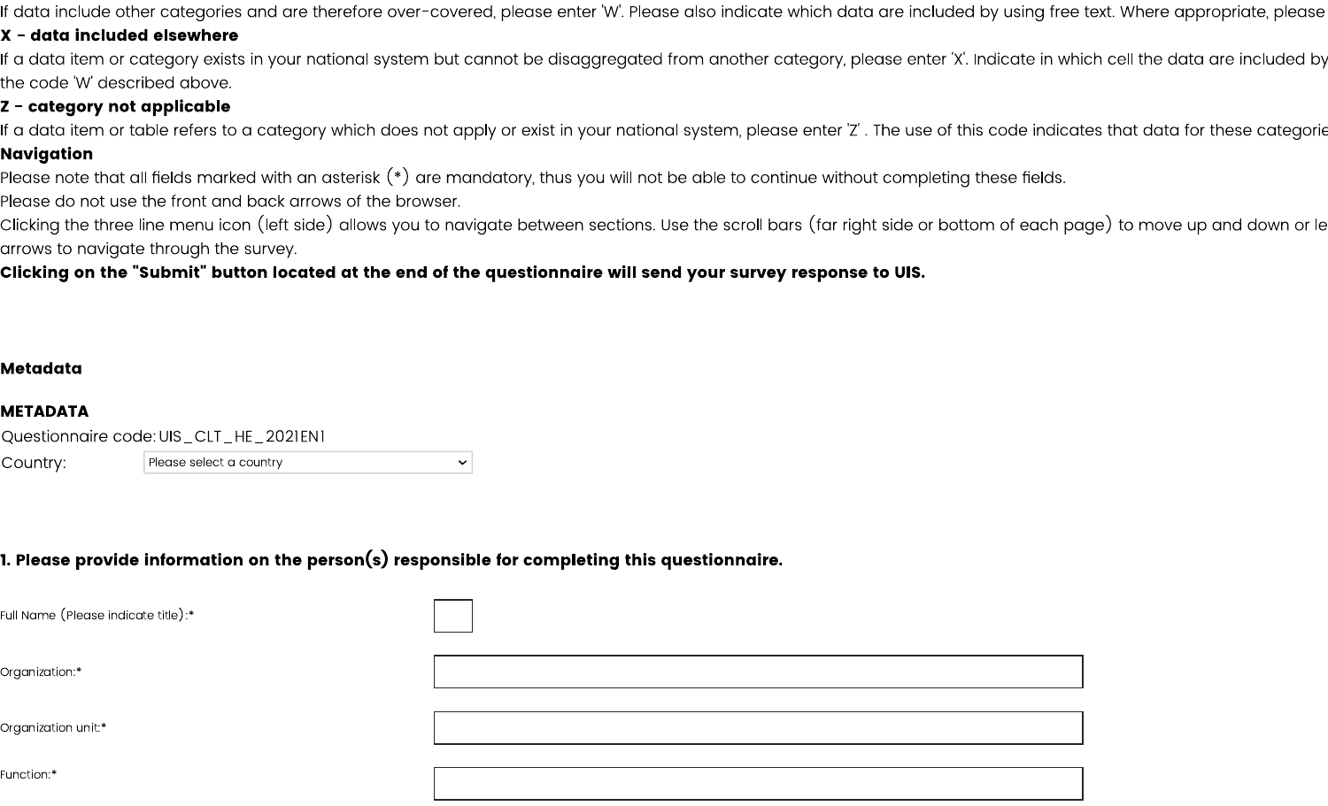If data include other categories and are therefore over-covered, please enter 'W'. Please also indicate which data are included by using free text. Where appropriate, please

**X - data included elsewhere**

If a data item or category exists in your national system but cannot be disaggregated from another category, please enter 'X'. Indicate in which cell the data are included by the code 'W' described above.

**Z - category not applicable**

If a data item or table refers to a category which does not apply or exist in your national system, please enter 'Z' . The use of this code indicates that data for these categorie

**Navigation**

Please note that all fields marked with an asterisk (*) are mandatory, thus you will not be able to continue without completing these fields.

Please do not use the front and back arrows of the browser.

Clicking the three line menu icon (left side) allows you to navigate between sections. Use the scroll bars (far right side or bottom of each page) to move up and down or le arrows to navigate through the survey.

**Clicking on the "Submit" button located at the end of the questionnaire will send your survey response to UIS.**

**Metadata**

**METADATA**

Questionnaire code: UIS_CLT_HE_2021EN1

Country: Please select a country

**1. Please provide information on the person(s) responsible for completing this questionnaire.**

Full Name (Please indicate title):*

Organization:*

Organization unit:*

Function:*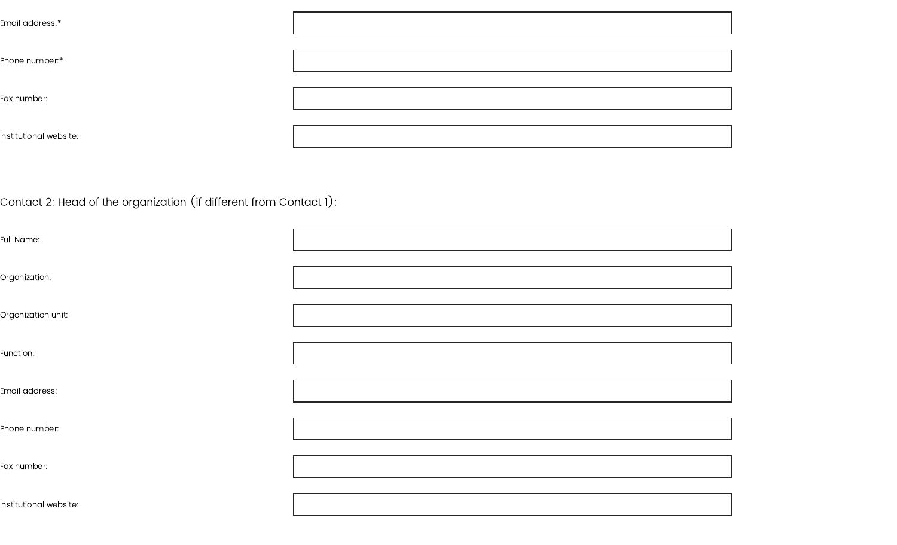Email address:*

Phone number:*

Fax number:

Institutional website:

Contact 2: Head of the organization (if different from Contact 1):

Full Name:

Organization:

Organization unit:

Function:

Email address:

Phone number:

Fax number:

Institutional website: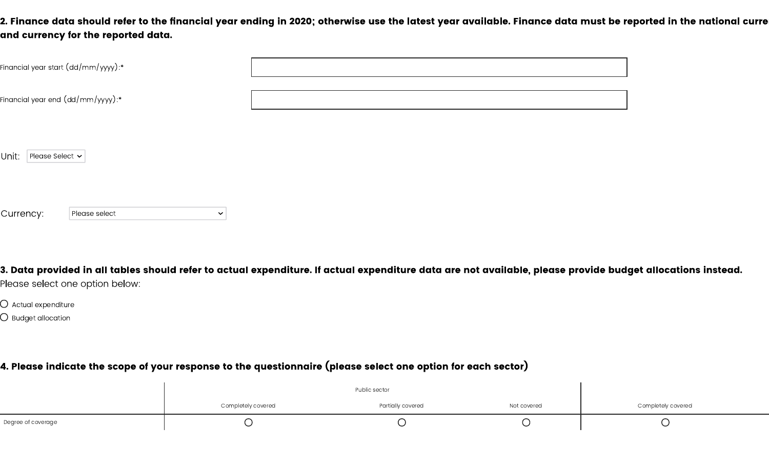**2. Finance data should refer to the financial year ending in 2020; otherwise use the latest year available. Finance data must be reported in the national curre and currency for the reported data.**

Financial year start (dd/mm/yyyy):*

Financial year end (dd/mm/yyyy):*

Unit: Please Select

Currency: Please select

**3. Data provided in all tables should refer to actual expenditure. If actual expenditure data are not available, please provide budget allocations instead.**

Please select one option below:

- ○ Actual expenditure
- ○ Budget allocation

**4. Please indicate the scope of your response to the questionnaire (please select one option for each sector)**

| | Public sector | | | |
|---|---|---|---|---|
| | Completely covered | Partially covered | Not covered | Completely covered |
| Degree of coverage | ○ | ○ | ○ | ○ |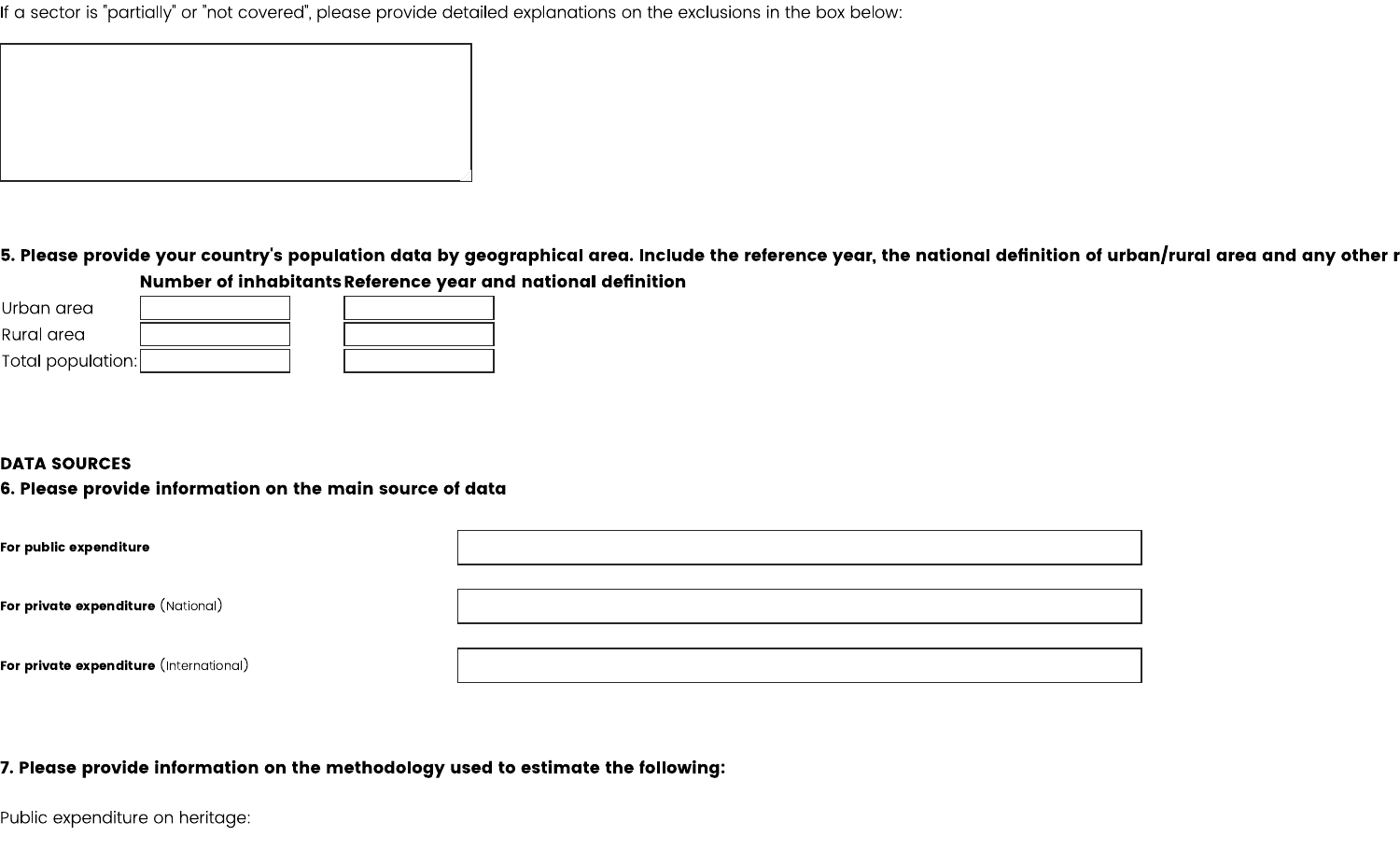If a sector is "partially" or "not covered", please provide detailed explanations on the exclusions in the box below:

**5. Please provide your country's population data by geographical area. Include the reference year, the national definition of urban/rural area and any other r**

| | Number of inhabitants | Reference year and national definition |
|---|---|---|
| Urban area | | |
| Rural area | | |
| Total population: | | |

**DATA SOURCES**

**6. Please provide information on the main source of data**

**For public expenditure**

**For private expenditure** (National)

**For private expenditure** (International)

**7. Please provide information on the methodology used to estimate the following:**

Public expenditure on heritage: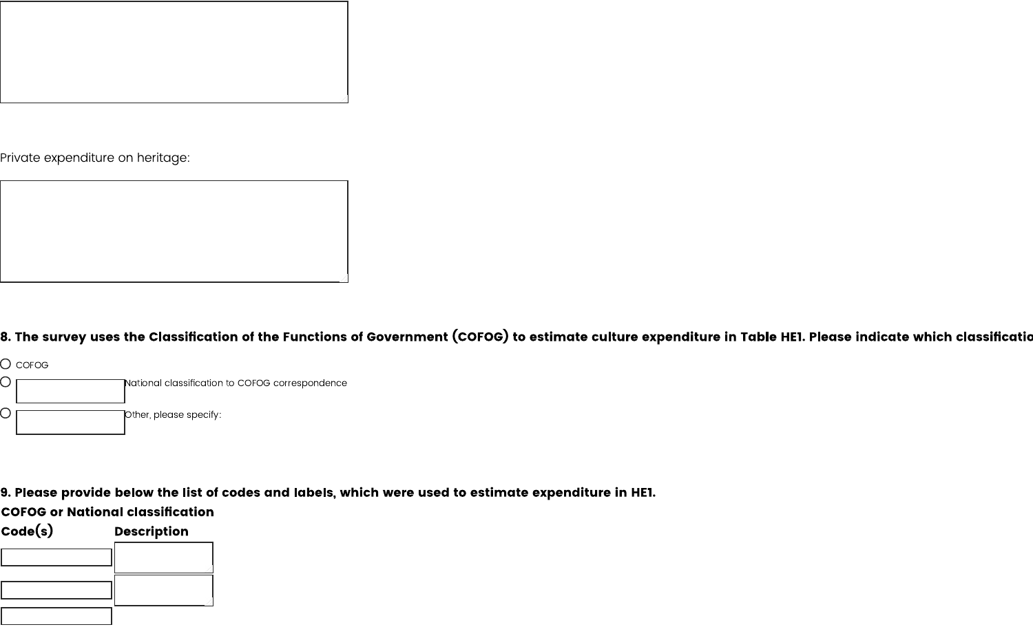Private expenditure on heritage:

**8. The survey uses the Classification of the Functions of Government (COFOG) to estimate culture expenditure in Table HE1. Please indicate which classificatio**

- COFOG
- National classification to COFOG correspondence
- Other, please specify:

**9. Please provide below the list of codes and labels, which were used to estimate expenditure in HE1.**

**COFOG or National classification**

| Code(s) | Description |
| --- | --- |
| | |
| | |
| | |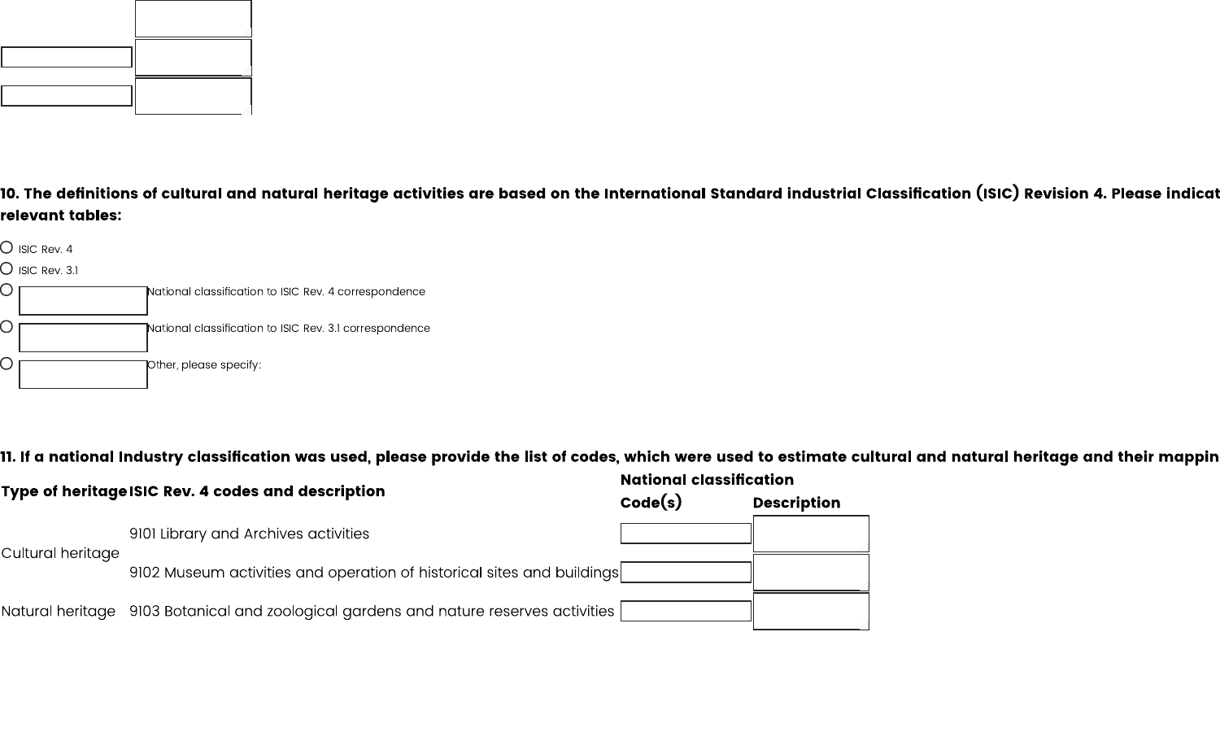**10. The definitions of cultural and natural heritage activities are based on the International Standard industrial Classification (ISIC) Revision 4. Please indicat relevant tables:**

- ISIC Rev. 4
- ISIC Rev. 3.1
- National classification to ISIC Rev. 4 correspondence
- National classification to ISIC Rev. 3.1 correspondence
- Other, please specify:

**11. If a national Industry classification was used, please provide the list of codes, which were used to estimate cultural and natural heritage and their mappin**

| Type of heritage | ISIC Rev. 4 codes and description | National classification | |
|---|---|---|---|
| | | Code(s) | Description |
| Cultural heritage | 9101 Library and Archives activities | | |
| | 9102 Museum activities and operation of historical sites and buildings | | |
| Natural heritage | 9103 Botanical and zoological gardens and nature reserves activities | | |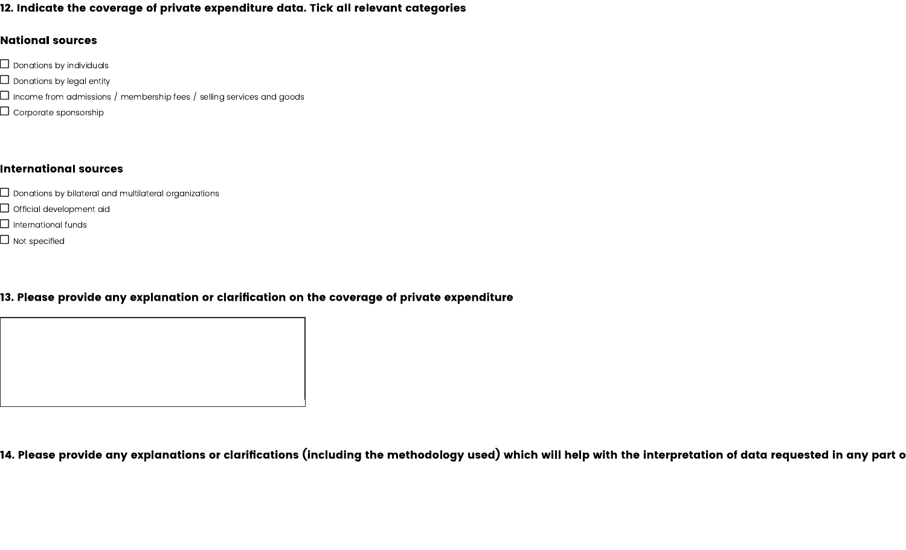**12. Indicate the coverage of private expenditure data. Tick all relevant categories**

**National sources**

- ☐ Donations by individuals
- ☐ Donations by legal entity
- ☐ Income from admissions / membership fees / selling services and goods
- ☐ Corporate sponsorship

**International sources**

- ☐ Donations by bilateral and multilateral organizations
- ☐ Official development aid
- ☐ International funds
- ☐ Not specified

**13. Please provide any explanation or clarification on the coverage of private expenditure**

**14. Please provide any explanations or clarifications (including the methodology used) which will help with the interpretation of data requested in any part o**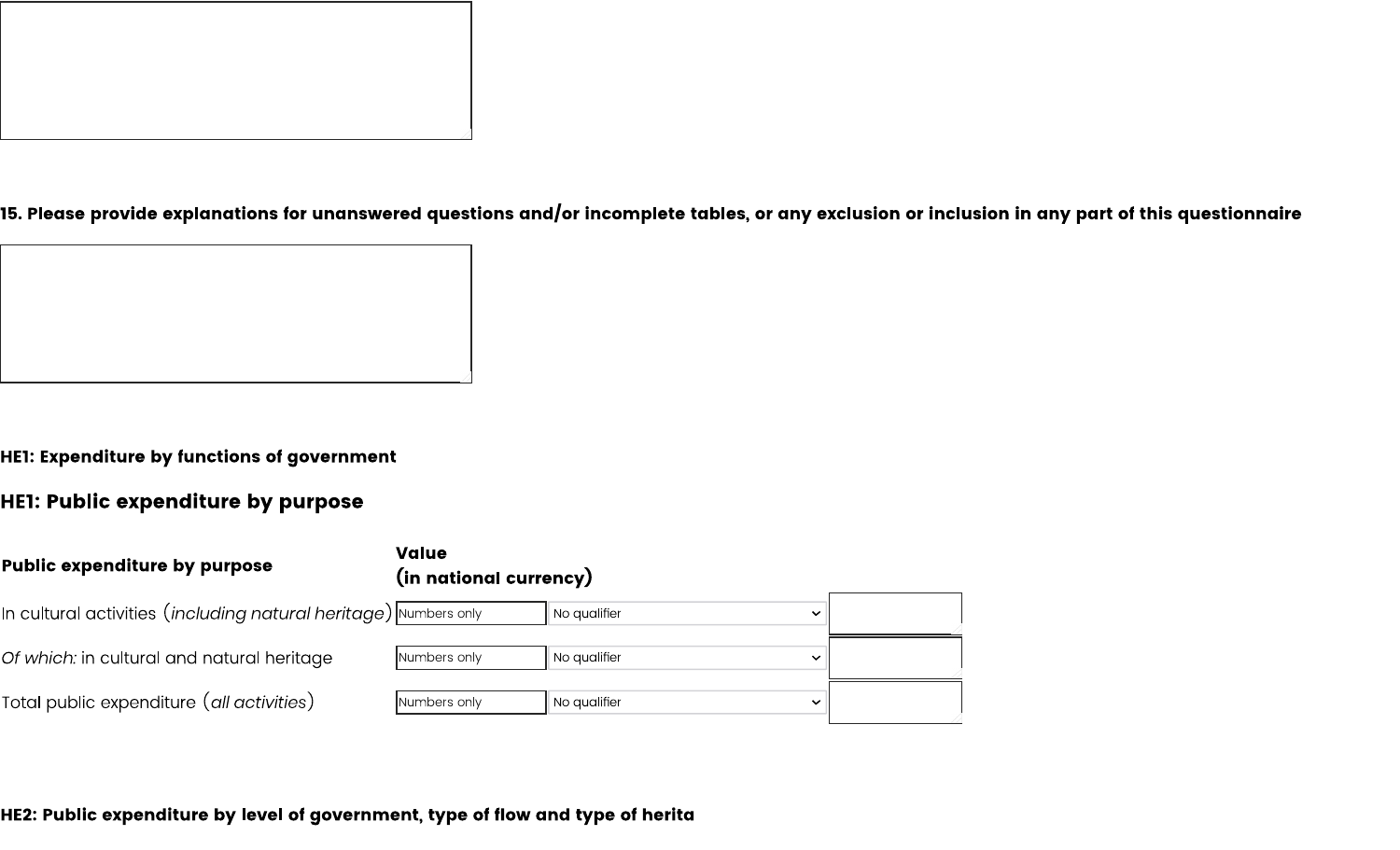**15. Please provide explanations for unanswered questions and/or incomplete tables, or any exclusion or inclusion in any part of this questionnaire**

**HE1: Expenditure by functions of government**

## HE1: Public expenditure by purpose

| Public expenditure by purpose | Value (in national currency) | | |
|---|---|---|---|
| In cultural activities (*including natural heritage*) | Numbers only | No qualifier | |
| *Of which:* in cultural and natural heritage | Numbers only | No qualifier | |
| Total public expenditure (*all activities*) | Numbers only | No qualifier | |

**HE2: Public expenditure by level of government, type of flow and type of herita**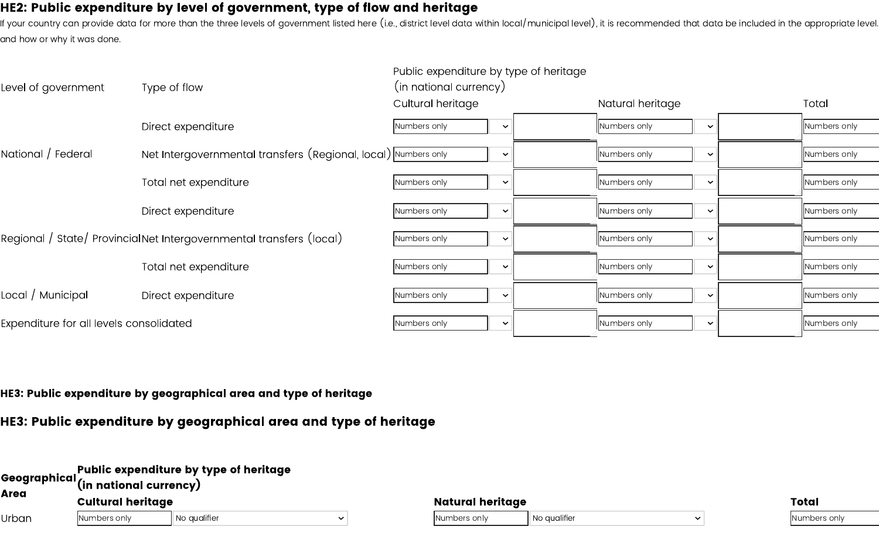## HE2: Public expenditure by level of government, type of flow and heritage

If your country can provide data for more than the three levels of government listed here (i.e., district level data within local/municipal level), it is recommended that data be included in the appropriate level. and how or why it was done.

| Level of government | Type of flow | Public expenditure by type of heritage (in national currency) | | | | |
|---|---|---|---|---|---|---|
| | | Cultural heritage | | Natural heritage | | Total |
| National / Federal | Direct expenditure | Numbers only | | Numbers only | | Numbers only |
| | Net Intergovernmental transfers (Regional, local) | Numbers only | | Numbers only | | Numbers only |
| | Total net expenditure | Numbers only | | Numbers only | | Numbers only |
| Regional / State/ Provincial | Direct expenditure | Numbers only | | Numbers only | | Numbers only |
| | Net Intergovernmental transfers (local) | Numbers only | | Numbers only | | Numbers only |
| | Total net expenditure | Numbers only | | Numbers only | | Numbers only |
| Local / Municipal | Direct expenditure | Numbers only | | Numbers only | | Numbers only |
| Expenditure for all levels consolidated | | Numbers only | | Numbers only | | Numbers only |

**HE3: Public expenditure by geographical area and type of heritage**

## HE3: Public expenditure by geographical area and type of heritage

| Geographical Area | Public expenditure by type of heritage (in national currency) | | | | |
|---|---|---|---|---|---|
| | **Cultural heritage** | | **Natural heritage** | | **Total** |
| Urban | Numbers only | No qualifier | Numbers only | No qualifier | Numbers only |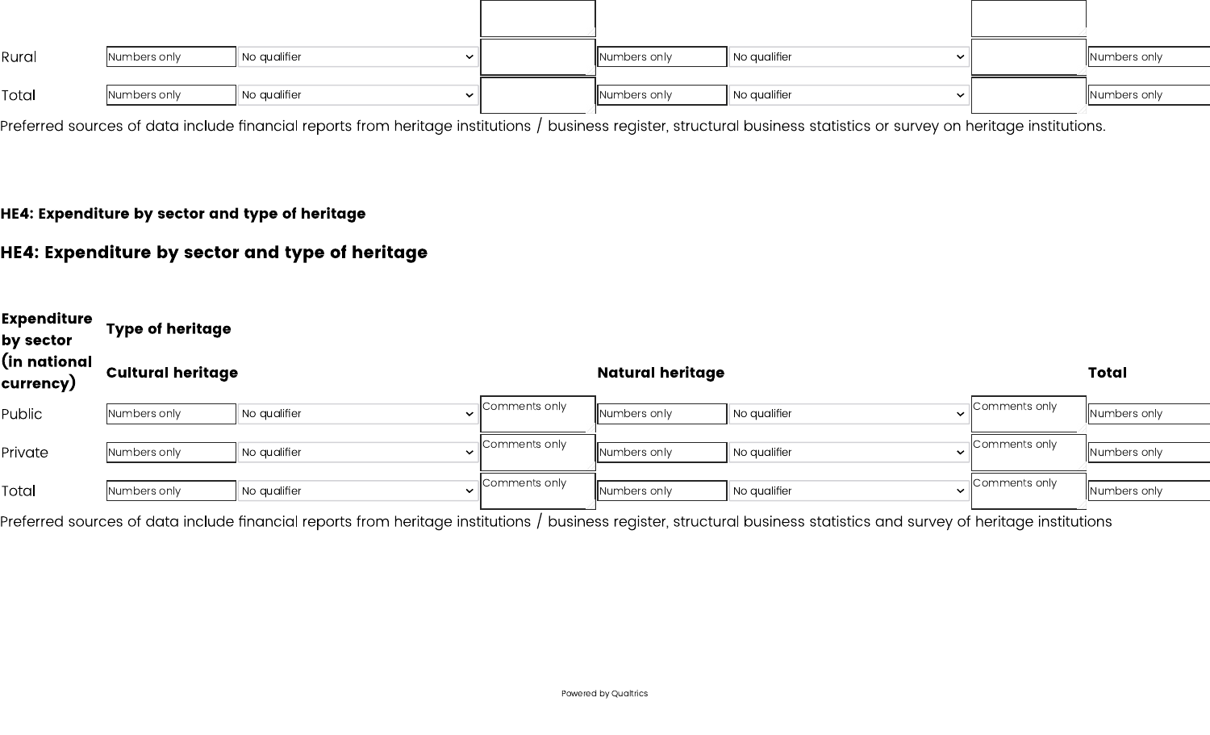| Rural | Numbers only | No qualifier | | Numbers only | No qualifier | | Numbers only |
|---|---|---|---|---|---|---|---|
| Total | Numbers only | No qualifier | | Numbers only | No qualifier | | Numbers only |

Preferred sources of data include financial reports from heritage institutions / business register, structural business statistics or survey on heritage institutions.

HE4: Expenditure by sector and type of heritage

## HE4: Expenditure by sector and type of heritage

| Expenditure by sector (in national currency) | Type of heritage | | | | | | |
|---|---|---|---|---|---|---|---|
| | Cultural heritage | | | Natural heritage | | | Total |
| Public | Numbers only | No qualifier | Comments only | Numbers only | No qualifier | Comments only | Numbers only |
| Private | Numbers only | No qualifier | Comments only | Numbers only | No qualifier | Comments only | Numbers only |
| Total | Numbers only | No qualifier | Comments only | Numbers only | No qualifier | Comments only | Numbers only |

Preferred sources of data include financial reports from heritage institutions / business register, structural business statistics and survey of heritage institutions

Powered by Qualtrics